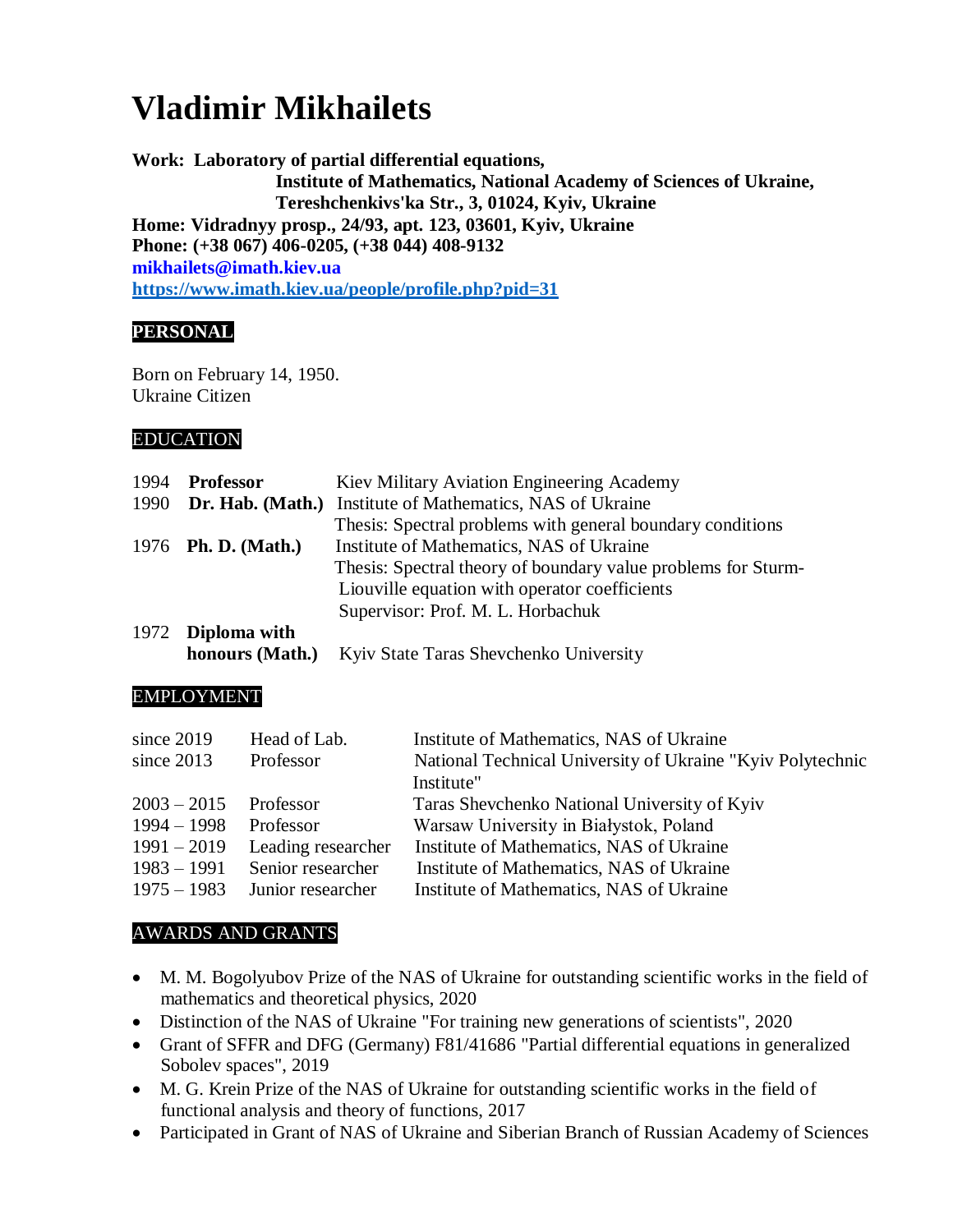# Vladimir Mikhailets

**Work: Laboratory of partial differential equations,**
**Institute of Mathematics, National Academy of Sciences of Ukraine,**
**Tereshchenkivs'ka Str., 3, 01024, Kyiv, Ukraine**
**Home: Vidradnyy prosp., 24/93, apt. 123, 03601, Kyiv, Ukraine**
**Phone: (+38 067) 406-0205, (+38 044) 408-9132**
**mikhailets@imath.kiev.ua**
**https://www.imath.kiev.ua/people/profile.php?pid=31**

## PERSONAL

Born on February 14, 1950.
Ukraine Citizen

## EDUCATION

| | | |
|---|---|---|
| 1994 | **Professor** | Kiev Military Aviation Engineering Academy |
| 1990 | **Dr. Hab. (Math.)** | Institute of Mathematics, NAS of Ukraine<br>Thesis: Spectral problems with general boundary conditions |
| 1976 | **Ph. D. (Math.)** | Institute of Mathematics, NAS of Ukraine<br>Thesis: Spectral theory of boundary value problems for Sturm-Liouville equation with operator coefficients<br>Supervisor: Prof. M. L. Horbachuk |
| 1972 | **Diploma with honours (Math.)** | Kyiv State Taras Shevchenko University |

## EMPLOYMENT

| | | |
|---|---|---|
| since 2019 | Head of Lab. | Institute of Mathematics, NAS of Ukraine |
| since 2013 | Professor | National Technical University of Ukraine "Kyiv Polytechnic Institute" |
| 2003 – 2015 | Professor | Taras Shevchenko National University of Kyiv |
| 1994 – 1998 | Professor | Warsaw University in Białystok, Poland |
| 1991 – 2019 | Leading researcher | Institute of Mathematics, NAS of Ukraine |
| 1983 – 1991 | Senior researcher | Institute of Mathematics, NAS of Ukraine |
| 1975 – 1983 | Junior researcher | Institute of Mathematics, NAS of Ukraine |

## AWARDS AND GRANTS

- M. M. Bogolyubov Prize of the NAS of Ukraine for outstanding scientific works in the field of mathematics and theoretical physics, 2020
- Distinction of the NAS of Ukraine "For training new generations of scientists", 2020
- Grant of SFFR and DFG (Germany) F81/41686 "Partial differential equations in generalized Sobolev spaces", 2019
- M. G. Krein Prize of the NAS of Ukraine for outstanding scientific works in the field of functional analysis and theory of functions, 2017
- Participated in Grant of NAS of Ukraine and Siberian Branch of Russian Academy of Sciences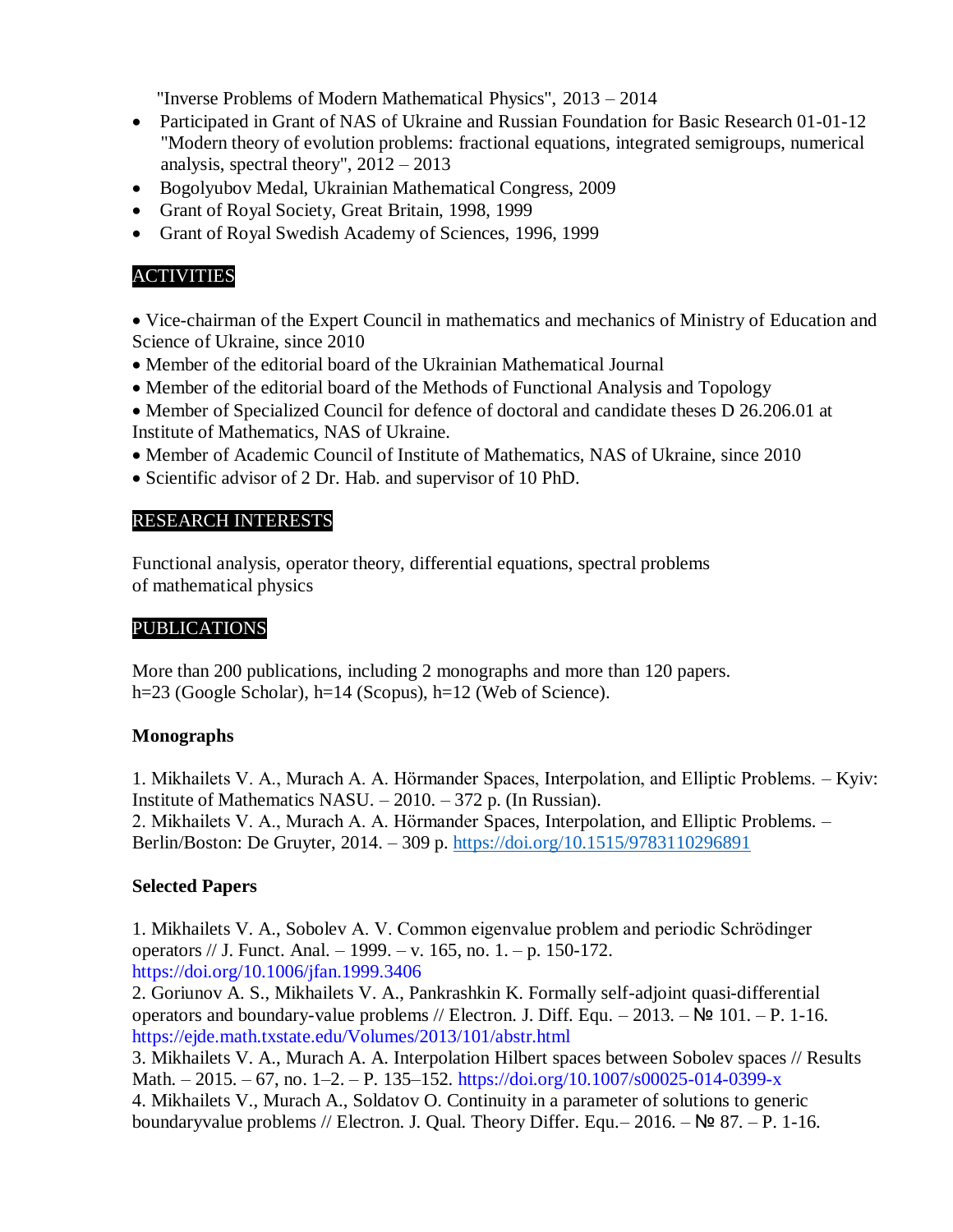"Inverse Problems of Modern Mathematical Physics", 2013 – 2014

- Participated in Grant of NAS of Ukraine and Russian Foundation for Basic Research 01-01-12 "Modern theory of evolution problems: fractional equations, integrated semigroups, numerical analysis, spectral theory", 2012 – 2013
- Bogolyubov Medal, Ukrainian Mathematical Congress, 2009
- Grant of Royal Society, Great Britain, 1998, 1999
- Grant of Royal Swedish Academy of Sciences, 1996, 1999

## ACTIVITIES

- Vice-chairman of the Expert Council in mathematics and mechanics of Ministry of Education and Science of Ukraine, since 2010
- Member of the editorial board of the Ukrainian Mathematical Journal
- Member of the editorial board of the Methods of Functional Analysis and Topology
- Member of Specialized Council for defence of doctoral and candidate theses D 26.206.01 at Institute of Mathematics, NAS of Ukraine.
- Member of Academic Council of Institute of Mathematics, NAS of Ukraine, since 2010
- Scientific advisor of 2 Dr. Hab. and supervisor of 10 PhD.

## RESEARCH INTERESTS

Functional analysis, operator theory, differential equations, spectral problems of mathematical physics

## PUBLICATIONS

More than 200 publications, including 2 monographs and more than 120 papers.
h=23 (Google Scholar), h=14 (Scopus), h=12 (Web of Science).

**Monographs**

1. Mikhailets V. A., Murach A. A. Hörmander Spaces, Interpolation, and Elliptic Problems. – Kyiv: Institute of Mathematics NASU. – 2010. – 372 p. (In Russian).
2. Mikhailets V. A., Murach A. A. Hörmander Spaces, Interpolation, and Elliptic Problems. – Berlin/Boston: De Gruyter, 2014. – 309 p. https://doi.org/10.1515/9783110296891

**Selected Papers**

1. Mikhailets V. A., Sobolev A. V. Common eigenvalue problem and periodic Schrödinger operators // J. Funct. Anal. – 1999. – v. 165, no. 1. – p. 150-172. https://doi.org/10.1006/jfan.1999.3406
2. Goriunov A. S., Mikhailets V. A., Pankrashkin K. Formally self-adjoint quasi-differential operators and boundary-value problems // Electron. J. Diff. Equ. – 2013. – № 101. – P. 1-16. https://ejde.math.txstate.edu/Volumes/2013/101/abstr.html
3. Mikhailets V. A., Murach A. A. Interpolation Hilbert spaces between Sobolev spaces // Results Math. – 2015. – 67, no. 1–2. – P. 135–152. https://doi.org/10.1007/s00025-014-0399-x
4. Mikhailets V., Murach A., Soldatov O. Continuity in a parameter of solutions to generic boundaryvalue problems // Electron. J. Qual. Theory Differ. Equ.– 2016. – № 87. – P. 1-16.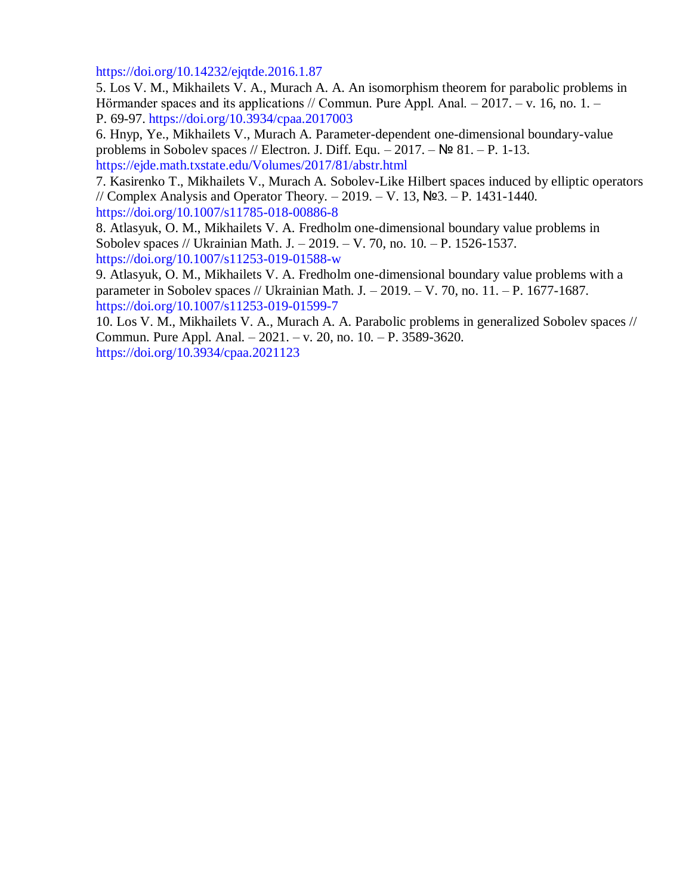https://doi.org/10.14232/ejqtde.2016.1.87

5. Los V. M., Mikhailets V. A., Murach A. A. An isomorphism theorem for parabolic problems in Hörmander spaces and its applications // Commun. Pure Appl. Anal. – 2017. – v. 16, no. 1. – P. 69-97. https://doi.org/10.3934/cpaa.2017003

6. Hnyp, Ye., Mikhailets V., Murach A. Parameter-dependent one-dimensional boundary-value problems in Sobolev spaces // Electron. J. Diff. Equ. – 2017. – № 81. – P. 1-13. https://ejde.math.txstate.edu/Volumes/2017/81/abstr.html

7. Kasirenko T., Mikhailets V., Murach A. Sobolev-Like Hilbert spaces induced by elliptic operators // Complex Analysis and Operator Theory. – 2019. – V. 13, №3. – P. 1431-1440. https://doi.org/10.1007/s11785-018-00886-8

8. Atlasyuk, O. M., Mikhailets V. A. Fredholm one-dimensional boundary value problems in Sobolev spaces // Ukrainian Math. J. – 2019. – V. 70, no. 10. – P. 1526-1537. https://doi.org/10.1007/s11253-019-01588-w

9. Atlasyuk, O. M., Mikhailets V. A. Fredholm one-dimensional boundary value problems with a parameter in Sobolev spaces // Ukrainian Math. J. – 2019. – V. 70, no. 11. – P. 1677-1687. https://doi.org/10.1007/s11253-019-01599-7

10. Los V. M., Mikhailets V. A., Murach A. A. Parabolic problems in generalized Sobolev spaces // Commun. Pure Appl. Anal. – 2021. – v. 20, no. 10. – P. 3589-3620. https://doi.org/10.3934/cpaa.2021123